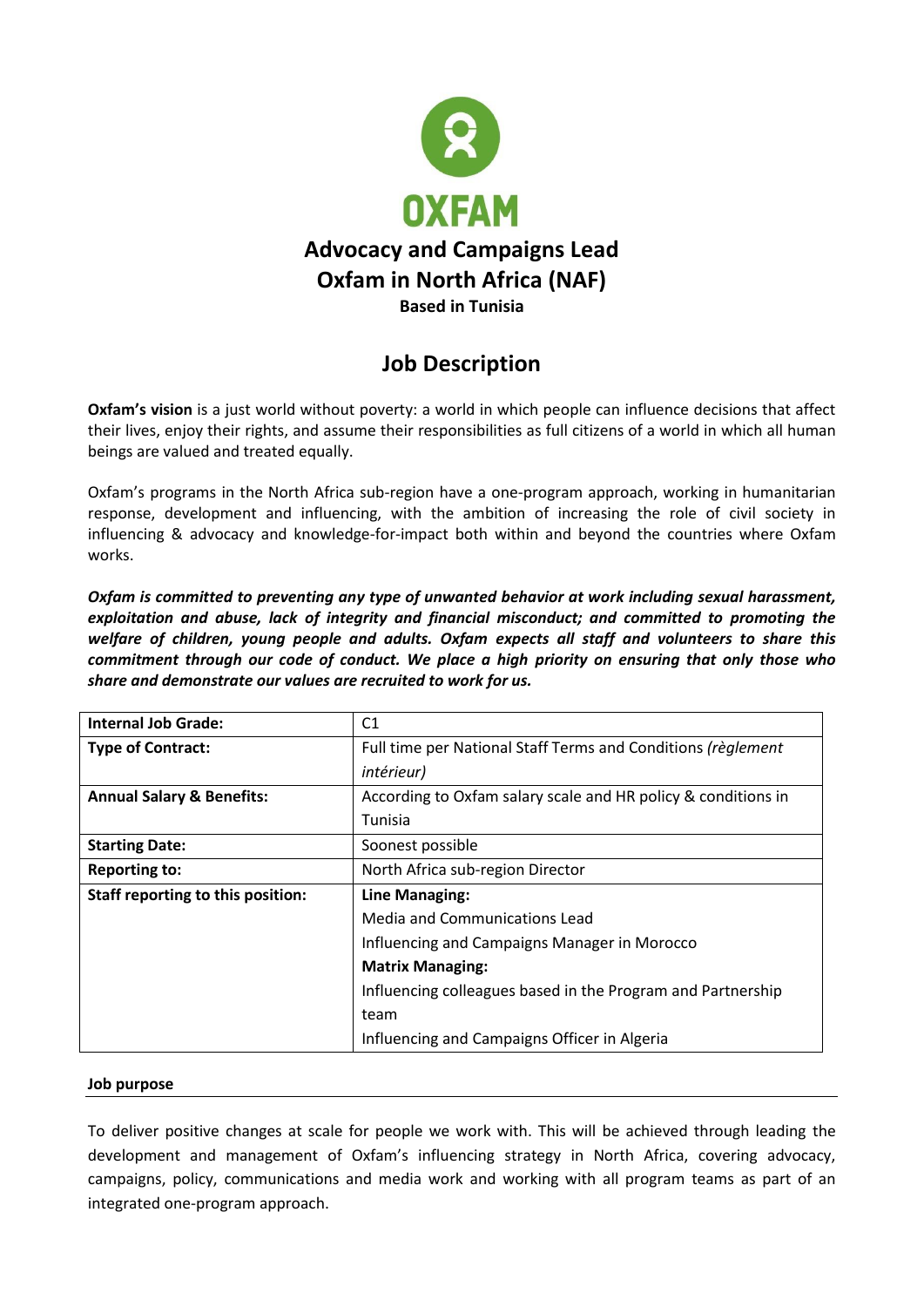OXFAM

# Advocacy and Campaigns Lead
# Oxfam in North Africa (NAF)

**Based in Tunisia**

## Job Description

**Oxfam's vision** is a just world without poverty: a world in which people can influence decisions that affect their lives, enjoy their rights, and assume their responsibilities as full citizens of a world in which all human beings are valued and treated equally.

Oxfam's programs in the North Africa sub-region have a one-program approach, working in humanitarian response, development and influencing, with the ambition of increasing the role of civil society in influencing & advocacy and knowledge-for-impact both within and beyond the countries where Oxfam works.

***Oxfam is committed to preventing any type of unwanted behavior at work including sexual harassment, exploitation and abuse, lack of integrity and financial misconduct; and committed to promoting the welfare of children, young people and adults. Oxfam expects all staff and volunteers to share this commitment through our code of conduct. We place a high priority on ensuring that only those who share and demonstrate our values are recruited to work for us.***

| | |
|---|---|
| **Internal Job Grade:** | C1 |
| **Type of Contract:** | Full time per National Staff Terms and Conditions *(règlement intérieur)* |
| **Annual Salary & Benefits:** | According to Oxfam salary scale and HR policy & conditions in Tunisia |
| **Starting Date:** | Soonest possible |
| **Reporting to:** | North Africa sub-region Director |
| **Staff reporting to this position:** | **Line Managing:**<br>Media and Communications Lead<br>Influencing and Campaigns Manager in Morocco<br>**Matrix Managing:**<br>Influencing colleagues based in the Program and Partnership team<br>Influencing and Campaigns Officer in Algeria |

**Job purpose**

To deliver positive changes at scale for people we work with. This will be achieved through leading the development and management of Oxfam's influencing strategy in North Africa, covering advocacy, campaigns, policy, communications and media work and working with all program teams as part of an integrated one-program approach.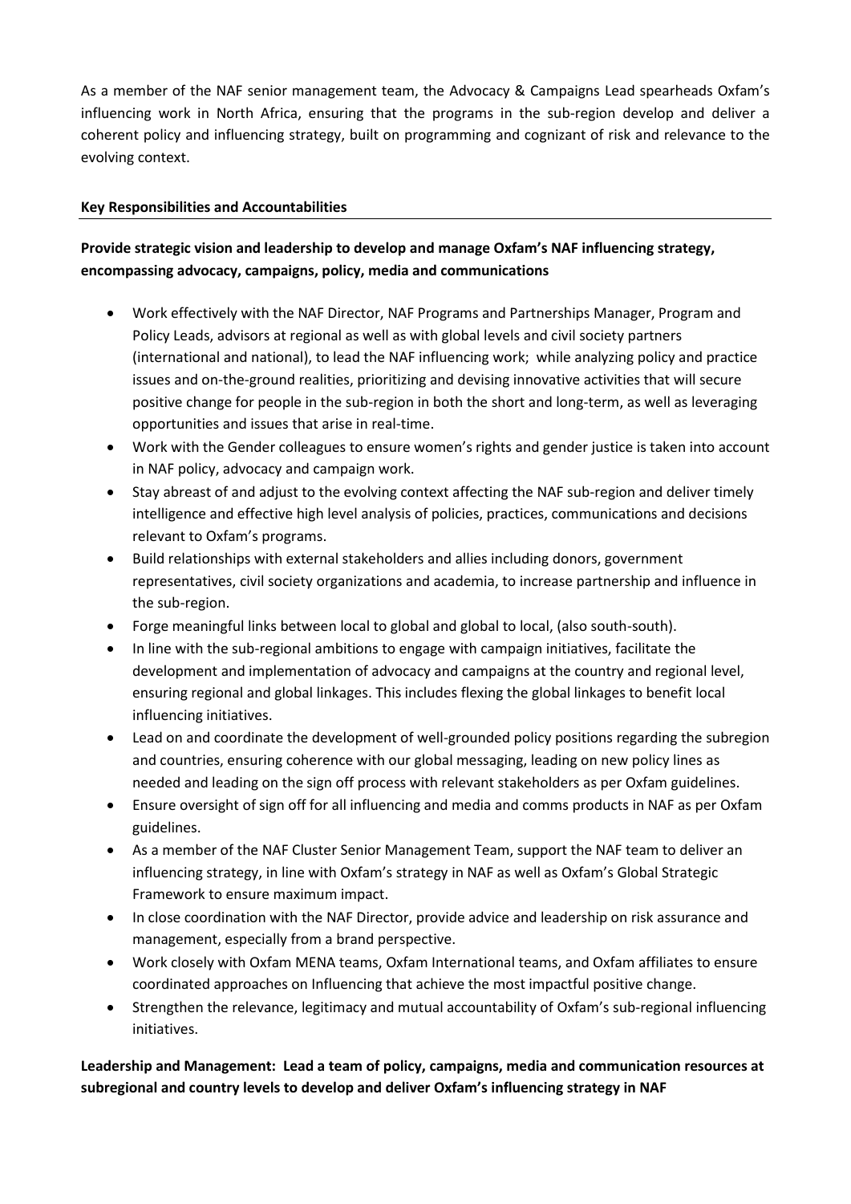As a member of the NAF senior management team, the Advocacy & Campaigns Lead spearheads Oxfam's influencing work in North Africa, ensuring that the programs in the sub-region develop and deliver a coherent policy and influencing strategy, built on programming and cognizant of risk and relevance to the evolving context.

**Key Responsibilities and Accountabilities**

**Provide strategic vision and leadership to develop and manage Oxfam's NAF influencing strategy, encompassing advocacy, campaigns, policy, media and communications**

- Work effectively with the NAF Director, NAF Programs and Partnerships Manager, Program and Policy Leads, advisors at regional as well as with global levels and civil society partners (international and national), to lead the NAF influencing work; while analyzing policy and practice issues and on-the-ground realities, prioritizing and devising innovative activities that will secure positive change for people in the sub-region in both the short and long-term, as well as leveraging opportunities and issues that arise in real-time.
- Work with the Gender colleagues to ensure women's rights and gender justice is taken into account in NAF policy, advocacy and campaign work.
- Stay abreast of and adjust to the evolving context affecting the NAF sub-region and deliver timely intelligence and effective high level analysis of policies, practices, communications and decisions relevant to Oxfam's programs.
- Build relationships with external stakeholders and allies including donors, government representatives, civil society organizations and academia, to increase partnership and influence in the sub-region.
- Forge meaningful links between local to global and global to local, (also south-south).
- In line with the sub-regional ambitions to engage with campaign initiatives, facilitate the development and implementation of advocacy and campaigns at the country and regional level, ensuring regional and global linkages. This includes flexing the global linkages to benefit local influencing initiatives.
- Lead on and coordinate the development of well-grounded policy positions regarding the subregion and countries, ensuring coherence with our global messaging, leading on new policy lines as needed and leading on the sign off process with relevant stakeholders as per Oxfam guidelines.
- Ensure oversight of sign off for all influencing and media and comms products in NAF as per Oxfam guidelines.
- As a member of the NAF Cluster Senior Management Team, support the NAF team to deliver an influencing strategy, in line with Oxfam's strategy in NAF as well as Oxfam's Global Strategic Framework to ensure maximum impact.
- In close coordination with the NAF Director, provide advice and leadership on risk assurance and management, especially from a brand perspective.
- Work closely with Oxfam MENA teams, Oxfam International teams, and Oxfam affiliates to ensure coordinated approaches on Influencing that achieve the most impactful positive change.
- Strengthen the relevance, legitimacy and mutual accountability of Oxfam's sub-regional influencing initiatives.

**Leadership and Management: Lead a team of policy, campaigns, media and communication resources at subregional and country levels to develop and deliver Oxfam's influencing strategy in NAF**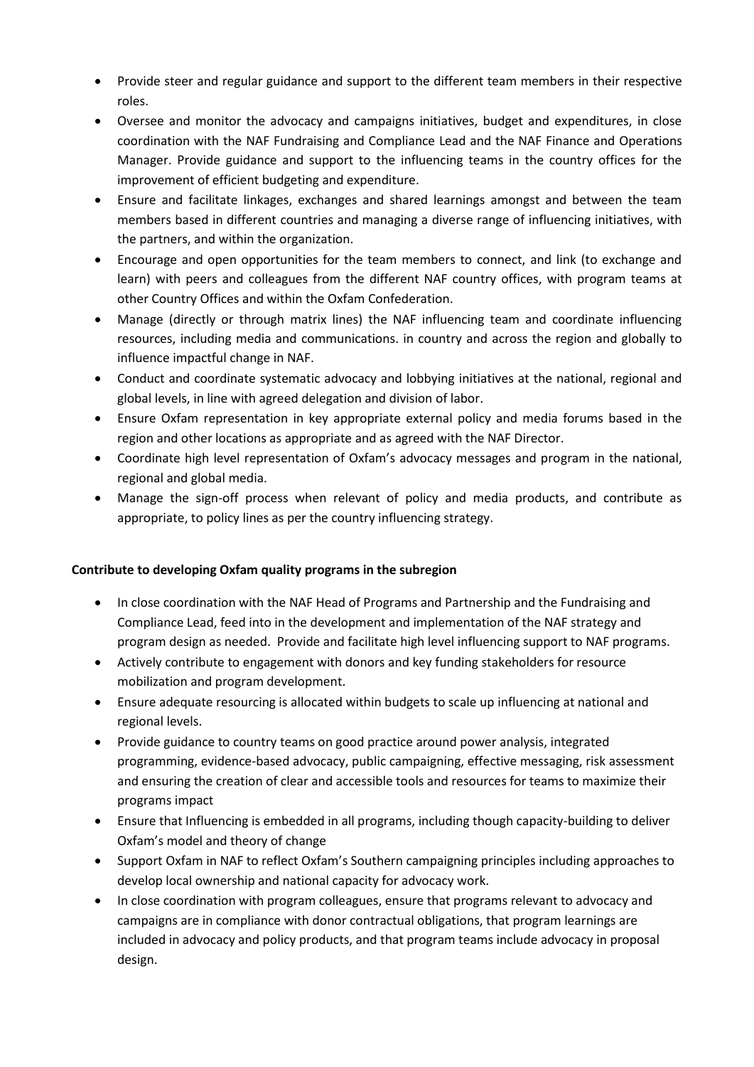- Provide steer and regular guidance and support to the different team members in their respective roles.
- Oversee and monitor the advocacy and campaigns initiatives, budget and expenditures, in close coordination with the NAF Fundraising and Compliance Lead and the NAF Finance and Operations Manager. Provide guidance and support to the influencing teams in the country offices for the improvement of efficient budgeting and expenditure.
- Ensure and facilitate linkages, exchanges and shared learnings amongst and between the team members based in different countries and managing a diverse range of influencing initiatives, with the partners, and within the organization.
- Encourage and open opportunities for the team members to connect, and link (to exchange and learn) with peers and colleagues from the different NAF country offices, with program teams at other Country Offices and within the Oxfam Confederation.
- Manage (directly or through matrix lines) the NAF influencing team and coordinate influencing resources, including media and communications. in country and across the region and globally to influence impactful change in NAF.
- Conduct and coordinate systematic advocacy and lobbying initiatives at the national, regional and global levels, in line with agreed delegation and division of labor.
- Ensure Oxfam representation in key appropriate external policy and media forums based in the region and other locations as appropriate and as agreed with the NAF Director.
- Coordinate high level representation of Oxfam's advocacy messages and program in the national, regional and global media.
- Manage the sign-off process when relevant of policy and media products, and contribute as appropriate, to policy lines as per the country influencing strategy.

**Contribute to developing Oxfam quality programs in the subregion**

- In close coordination with the NAF Head of Programs and Partnership and the Fundraising and Compliance Lead, feed into in the development and implementation of the NAF strategy and program design as needed. Provide and facilitate high level influencing support to NAF programs.
- Actively contribute to engagement with donors and key funding stakeholders for resource mobilization and program development.
- Ensure adequate resourcing is allocated within budgets to scale up influencing at national and regional levels.
- Provide guidance to country teams on good practice around power analysis, integrated programming, evidence-based advocacy, public campaigning, effective messaging, risk assessment and ensuring the creation of clear and accessible tools and resources for teams to maximize their programs impact
- Ensure that Influencing is embedded in all programs, including though capacity-building to deliver Oxfam's model and theory of change
- Support Oxfam in NAF to reflect Oxfam's Southern campaigning principles including approaches to develop local ownership and national capacity for advocacy work.
- In close coordination with program colleagues, ensure that programs relevant to advocacy and campaigns are in compliance with donor contractual obligations, that program learnings are included in advocacy and policy products, and that program teams include advocacy in proposal design.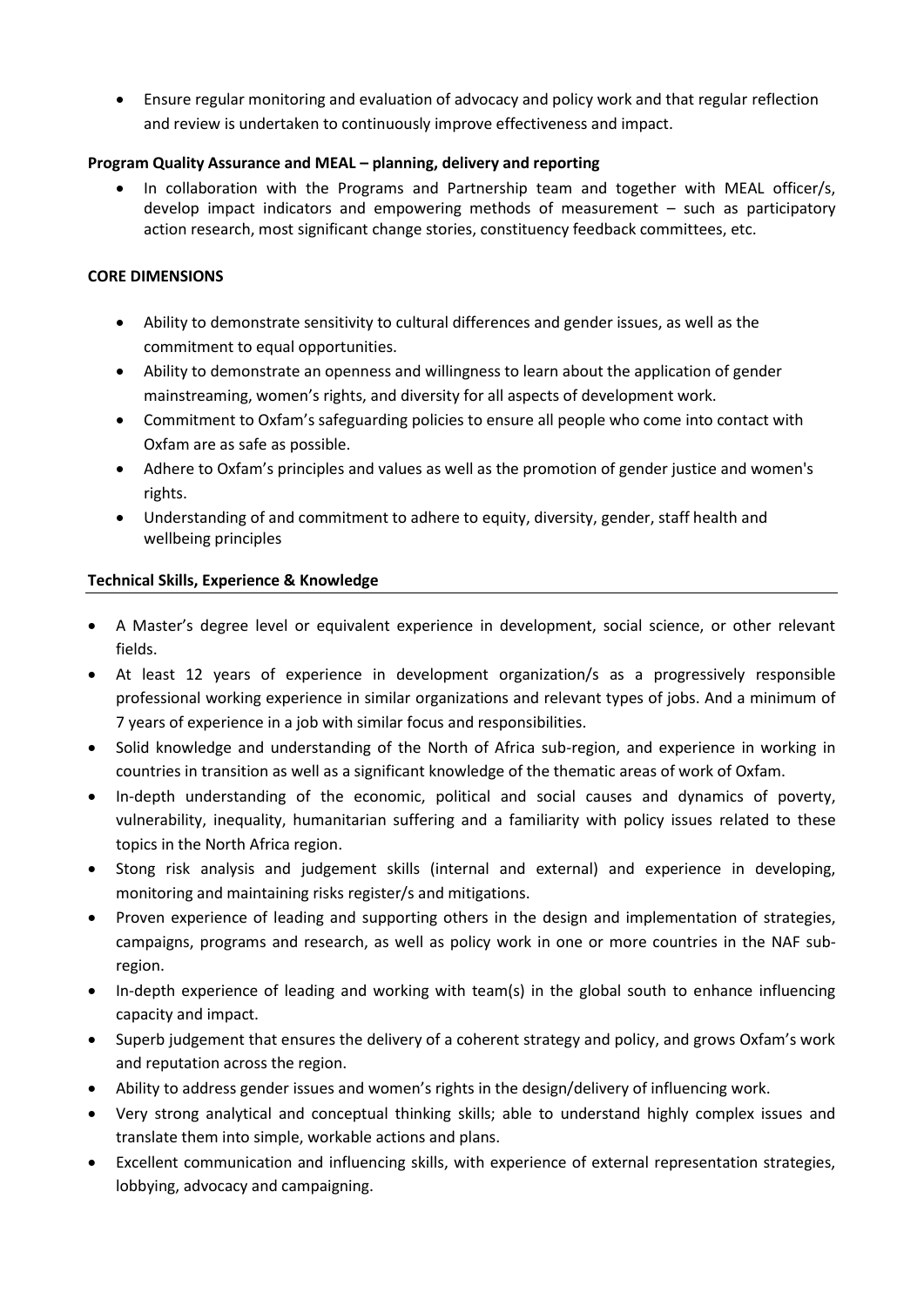- Ensure regular monitoring and evaluation of advocacy and policy work and that regular reflection and review is undertaken to continuously improve effectiveness and impact.

**Program Quality Assurance and MEAL – planning, delivery and reporting**

- In collaboration with the Programs and Partnership team and together with MEAL officer/s, develop impact indicators and empowering methods of measurement – such as participatory action research, most significant change stories, constituency feedback committees, etc.

**CORE DIMENSIONS**

- Ability to demonstrate sensitivity to cultural differences and gender issues, as well as the commitment to equal opportunities.
- Ability to demonstrate an openness and willingness to learn about the application of gender mainstreaming, women's rights, and diversity for all aspects of development work.
- Commitment to Oxfam's safeguarding policies to ensure all people who come into contact with Oxfam are as safe as possible.
- Adhere to Oxfam's principles and values as well as the promotion of gender justice and women's rights.
- Understanding of and commitment to adhere to equity, diversity, gender, staff health and wellbeing principles

**Technical Skills, Experience & Knowledge**

- A Master's degree level or equivalent experience in development, social science, or other relevant fields.
- At least 12 years of experience in development organization/s as a progressively responsible professional working experience in similar organizations and relevant types of jobs. And a minimum of 7 years of experience in a job with similar focus and responsibilities.
- Solid knowledge and understanding of the North of Africa sub-region, and experience in working in countries in transition as well as a significant knowledge of the thematic areas of work of Oxfam.
- In-depth understanding of the economic, political and social causes and dynamics of poverty, vulnerability, inequality, humanitarian suffering and a familiarity with policy issues related to these topics in the North Africa region.
- Stong risk analysis and judgement skills (internal and external) and experience in developing, monitoring and maintaining risks register/s and mitigations.
- Proven experience of leading and supporting others in the design and implementation of strategies, campaigns, programs and research, as well as policy work in one or more countries in the NAF sub-region.
- In-depth experience of leading and working with team(s) in the global south to enhance influencing capacity and impact.
- Superb judgement that ensures the delivery of a coherent strategy and policy, and grows Oxfam's work and reputation across the region.
- Ability to address gender issues and women's rights in the design/delivery of influencing work.
- Very strong analytical and conceptual thinking skills; able to understand highly complex issues and translate them into simple, workable actions and plans.
- Excellent communication and influencing skills, with experience of external representation strategies, lobbying, advocacy and campaigning.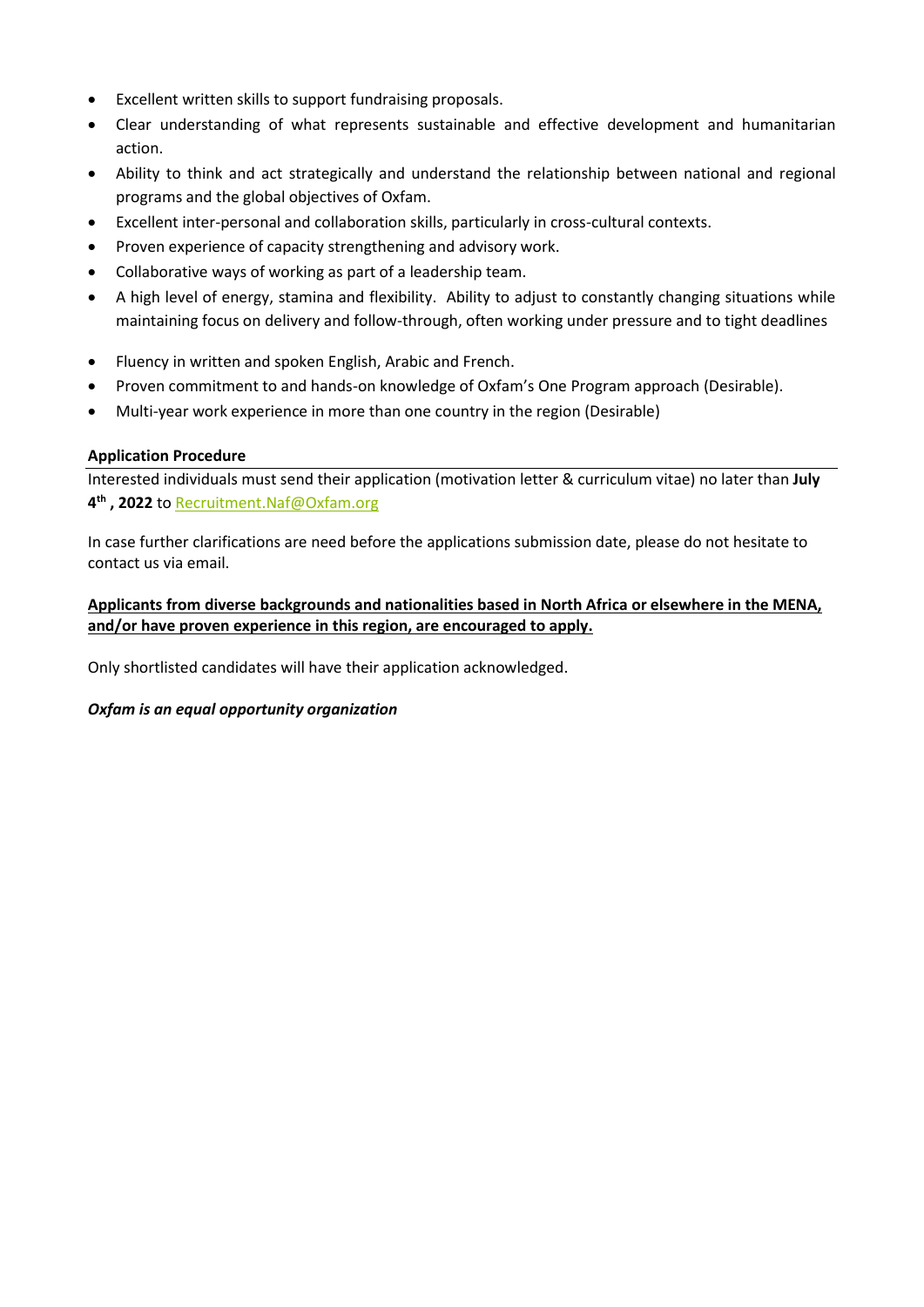- Excellent written skills to support fundraising proposals.
- Clear understanding of what represents sustainable and effective development and humanitarian action.
- Ability to think and act strategically and understand the relationship between national and regional programs and the global objectives of Oxfam.
- Excellent inter-personal and collaboration skills, particularly in cross-cultural contexts.
- Proven experience of capacity strengthening and advisory work.
- Collaborative ways of working as part of a leadership team.
- A high level of energy, stamina and flexibility. Ability to adjust to constantly changing situations while maintaining focus on delivery and follow-through, often working under pressure and to tight deadlines
- Fluency in written and spoken English, Arabic and French.
- Proven commitment to and hands-on knowledge of Oxfam's One Program approach (Desirable).
- Multi-year work experience in more than one country in the region (Desirable)

**Application Procedure**

Interested individuals must send their application (motivation letter & curriculum vitae) no later than **July 4th , 2022** to Recruitment.Naf@Oxfam.org

In case further clarifications are need before the applications submission date, please do not hesitate to contact us via email.

**Applicants from diverse backgrounds and nationalities based in North Africa or elsewhere in the MENA, and/or have proven experience in this region, are encouraged to apply.**

Only shortlisted candidates will have their application acknowledged.

***Oxfam is an equal opportunity organization***